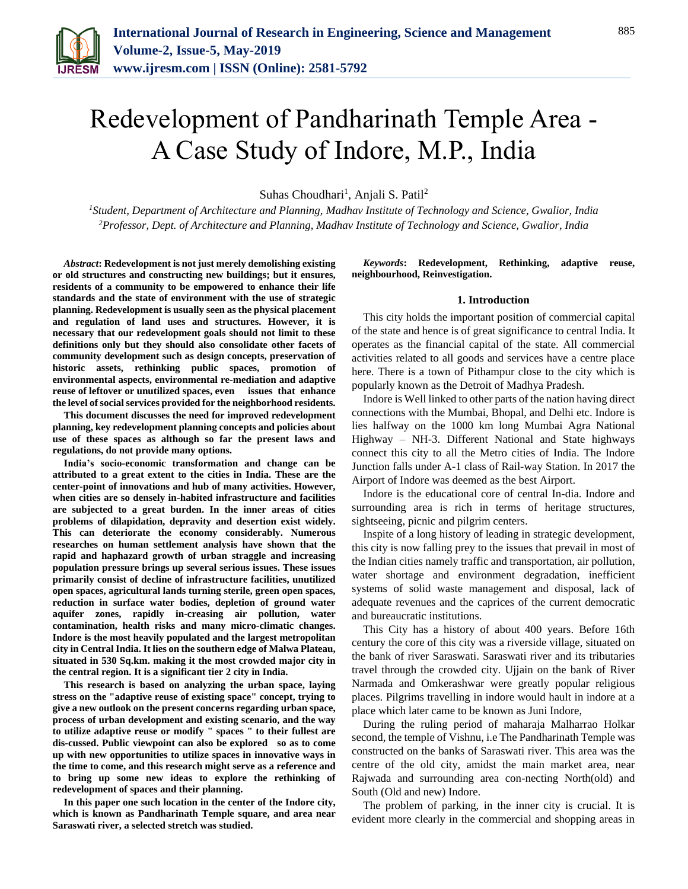# Redevelopment of Pandharinath Temple Area - A Case Study of Indore, M.P., India

Suhas Choudhari[1], Anjali S. Patil[2]

[1]*Student, Department of Architecture and Planning, Madhav Institute of Technology and Science, Gwalior, India*
[2]*Professor, Dept. of Architecture and Planning, Madhav Institute of Technology and Science, Gwalior, India*

***Abstract*: Redevelopment is not just merely demolishing existing or old structures and constructing new buildings; but it ensures, residents of a community to be empowered to enhance their life standards and the state of environment with the use of strategic planning. Redevelopment is usually seen as the physical placement and regulation of land uses and structures. However, it is necessary that our redevelopment goals should not limit to these definitions only but they should also consolidate other facets of community development such as design concepts, preservation of historic assets, rethinking public spaces, promotion of environmental aspects, environmental re-mediation and adaptive reuse of leftover or unutilized spaces, even issues that enhance the level of social services provided for the neighborhood residents.**

**This document discusses the need for improved redevelopment planning, key redevelopment planning concepts and policies about use of these spaces as although so far the present laws and regulations, do not provide many options.**

**India's socio-economic transformation and change can be attributed to a great extent to the cities in India. These are the center-point of innovations and hub of many activities. However, when cities are so densely in-habited infrastructure and facilities are subjected to a great burden. In the inner areas of cities problems of dilapidation, depravity and desertion exist widely. This can deteriorate the economy considerably. Numerous researches on human settlement analysis have shown that the rapid and haphazard growth of urban straggle and increasing population pressure brings up several serious issues. These issues primarily consist of decline of infrastructure facilities, unutilized open spaces, agricultural lands turning sterile, green open spaces, reduction in surface water bodies, depletion of ground water aquifer zones, rapidly in-creasing air pollution, water contamination, health risks and many micro-climatic changes. Indore is the most heavily populated and the largest metropolitan city in Central India. It lies on the southern edge of Malwa Plateau, situated in 530 Sq.km. making it the most crowded major city in the central region. It is a significant tier 2 city in India.**

**This research is based on analyzing the urban space, laying stress on the "adaptive reuse of existing space" concept, trying to give a new outlook on the present concerns regarding urban space, process of urban development and existing scenario, and the way to utilize adaptive reuse or modify " spaces " to their fullest are dis-cussed. Public viewpoint can also be explored so as to come up with new opportunities to utilize spaces in innovative ways in the time to come, and this research might serve as a reference and to bring up some new ideas to explore the rethinking of redevelopment of spaces and their planning.**

**In this paper one such location in the center of the Indore city, which is known as Pandharinath Temple square, and area near Saraswati river, a selected stretch was studied.**

***Keywords*: Redevelopment, Rethinking, adaptive reuse, neighbourhood, Reinvestigation.**

## 1. Introduction

This city holds the important position of commercial capital of the state and hence is of great significance to central India. It operates as the financial capital of the state. All commercial activities related to all goods and services have a centre place here. There is a town of Pithampur close to the city which is popularly known as the Detroit of Madhya Pradesh.

Indore is Well linked to other parts of the nation having direct connections with the Mumbai, Bhopal, and Delhi etc. Indore is lies halfway on the 1000 km long Mumbai Agra National Highway – NH-3. Different National and State highways connect this city to all the Metro cities of India. The Indore Junction falls under A-1 class of Rail-way Station. In 2017 the Airport of Indore was deemed as the best Airport.

Indore is the educational core of central In-dia. Indore and surrounding area is rich in terms of heritage structures, sightseeing, picnic and pilgrim centers.

Inspite of a long history of leading in strategic development, this city is now falling prey to the issues that prevail in most of the Indian cities namely traffic and transportation, air pollution, water shortage and environment degradation, inefficient systems of solid waste management and disposal, lack of adequate revenues and the caprices of the current democratic and bureaucratic institutions.

This City has a history of about 400 years. Before 16th century the core of this city was a riverside village, situated on the bank of river Saraswati. Saraswati river and its tributaries travel through the crowded city. Ujjain on the bank of River Narmada and Omkerashwar were greatly popular religious places. Pilgrims travelling in indore would hault in indore at a place which later came to be known as Juni Indore,

During the ruling period of maharaja Malharrao Holkar second, the temple of Vishnu, i.e The Pandharinath Temple was constructed on the banks of Saraswati river. This area was the centre of the old city, amidst the main market area, near Rajwada and surrounding area con-necting North(old) and South (Old and new) Indore.

The problem of parking, in the inner city is crucial. It is evident more clearly in the commercial and shopping areas in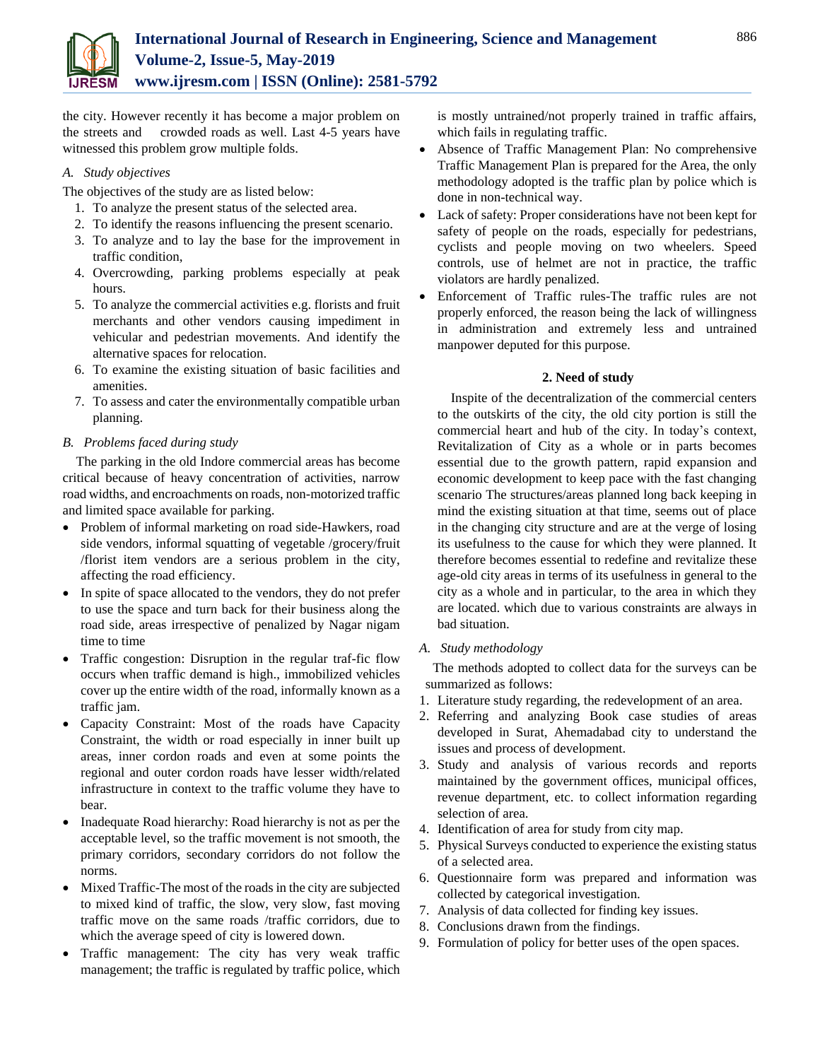the city. However recently it has become a major problem on the streets and crowded roads as well. Last 4-5 years have witnessed this problem grow multiple folds.

### *A. Study objectives*

The objectives of the study are as listed below:

1. To analyze the present status of the selected area.
2. To identify the reasons influencing the present scenario.
3. To analyze and to lay the base for the improvement in traffic condition,
4. Overcrowding, parking problems especially at peak hours.
5. To analyze the commercial activities e.g. florists and fruit merchants and other vendors causing impediment in vehicular and pedestrian movements. And identify the alternative spaces for relocation.
6. To examine the existing situation of basic facilities and amenities.
7. To assess and cater the environmentally compatible urban planning.

### *B. Problems faced during study*

The parking in the old Indore commercial areas has become critical because of heavy concentration of activities, narrow road widths, and encroachments on roads, non-motorized traffic and limited space available for parking.

- Problem of informal marketing on road side-Hawkers, road side vendors, informal squatting of vegetable /grocery/fruit /florist item vendors are a serious problem in the city, affecting the road efficiency.
- In spite of space allocated to the vendors, they do not prefer to use the space and turn back for their business along the road side, areas irrespective of penalized by Nagar nigam time to time
- Traffic congestion: Disruption in the regular traf-fic flow occurs when traffic demand is high., immobilized vehicles cover up the entire width of the road, informally known as a traffic jam.
- Capacity Constraint: Most of the roads have Capacity Constraint, the width or road especially in inner built up areas, inner cordon roads and even at some points the regional and outer cordon roads have lesser width/related infrastructure in context to the traffic volume they have to bear.
- Inadequate Road hierarchy: Road hierarchy is not as per the acceptable level, so the traffic movement is not smooth, the primary corridors, secondary corridors do not follow the norms.
- Mixed Traffic-The most of the roads in the city are subjected to mixed kind of traffic, the slow, very slow, fast moving traffic move on the same roads /traffic corridors, due to which the average speed of city is lowered down.
- Traffic management: The city has very weak traffic management; the traffic is regulated by traffic police, which is mostly untrained/not properly trained in traffic affairs, which fails in regulating traffic.
- Absence of Traffic Management Plan: No comprehensive Traffic Management Plan is prepared for the Area, the only methodology adopted is the traffic plan by police which is done in non-technical way.
- Lack of safety: Proper considerations have not been kept for safety of people on the roads, especially for pedestrians, cyclists and people moving on two wheelers. Speed controls, use of helmet are not in practice, the traffic violators are hardly penalized.
- Enforcement of Traffic rules-The traffic rules are not properly enforced, the reason being the lack of willingness in administration and extremely less and untrained manpower deputed for this purpose.

## 2. Need of study

Inspite of the decentralization of the commercial centers to the outskirts of the city, the old city portion is still the commercial heart and hub of the city. In today's context, Revitalization of City as a whole or in parts becomes essential due to the growth pattern, rapid expansion and economic development to keep pace with the fast changing scenario The structures/areas planned long back keeping in mind the existing situation at that time, seems out of place in the changing city structure and are at the verge of losing its usefulness to the cause for which they were planned. It therefore becomes essential to redefine and revitalize these age-old city areas in terms of its usefulness in general to the city as a whole and in particular, to the area in which they are located. which due to various constraints are always in bad situation.

### *A. Study methodology*

The methods adopted to collect data for the surveys can be summarized as follows:

1. Literature study regarding, the redevelopment of an area.
2. Referring and analyzing Book case studies of areas developed in Surat, Ahemadabad city to understand the issues and process of development.
3. Study and analysis of various records and reports maintained by the government offices, municipal offices, revenue department, etc. to collect information regarding selection of area.
4. Identification of area for study from city map.
5. Physical Surveys conducted to experience the existing status of a selected area.
6. Questionnaire form was prepared and information was collected by categorical investigation.
7. Analysis of data collected for finding key issues.
8. Conclusions drawn from the findings.
9. Formulation of policy for better uses of the open spaces.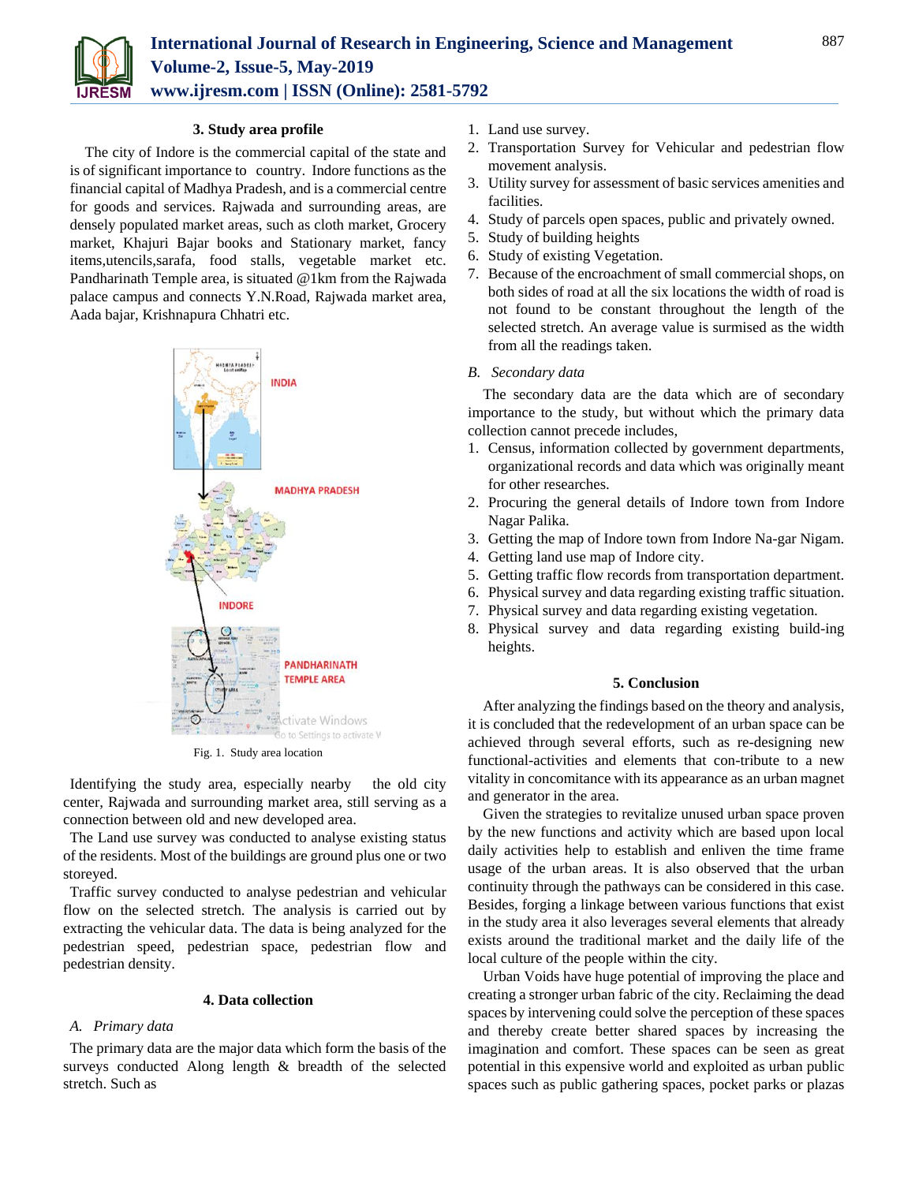## 3. Study area profile

The city of Indore is the commercial capital of the state and is of significant importance to country. Indore functions as the financial capital of Madhya Pradesh, and is a commercial centre for goods and services. Rajwada and surrounding areas, are densely populated market areas, such as cloth market, Grocery market, Khajuri Bajar books and Stationary market, fancy items,utencils,sarafa, food stalls, vegetable market etc. Pandharinath Temple area, is situated @1km from the Rajwada palace campus and connects Y.N.Road, Rajwada market area, Aada bajar, Krishnapura Chhatri etc.

Fig. 1. Study area location

Identifying the study area, especially nearby the old city center, Rajwada and surrounding market area, still serving as a connection between old and new developed area.

The Land use survey was conducted to analyse existing status of the residents. Most of the buildings are ground plus one or two storeyed.

Traffic survey conducted to analyse pedestrian and vehicular flow on the selected stretch. The analysis is carried out by extracting the vehicular data. The data is being analyzed for the pedestrian speed, pedestrian space, pedestrian flow and pedestrian density.

## 4. Data collection

### *A. Primary data*

The primary data are the major data which form the basis of the surveys conducted Along length & breadth of the selected stretch. Such as

1. Land use survey.
2. Transportation Survey for Vehicular and pedestrian flow movement analysis.
3. Utility survey for assessment of basic services amenities and facilities.
4. Study of parcels open spaces, public and privately owned.
5. Study of building heights
6. Study of existing Vegetation.
7. Because of the encroachment of small commercial shops, on both sides of road at all the six locations the width of road is not found to be constant throughout the length of the selected stretch. An average value is surmised as the width from all the readings taken.

### *B. Secondary data*

The secondary data are the data which are of secondary importance to the study, but without which the primary data collection cannot precede includes,

1. Census, information collected by government departments, organizational records and data which was originally meant for other researches.
2. Procuring the general details of Indore town from Indore Nagar Palika.
3. Getting the map of Indore town from Indore Na-gar Nigam.
4. Getting land use map of Indore city.
5. Getting traffic flow records from transportation department.
6. Physical survey and data regarding existing traffic situation.
7. Physical survey and data regarding existing vegetation.
8. Physical survey and data regarding existing build-ing heights.

## 5. Conclusion

After analyzing the findings based on the theory and analysis, it is concluded that the redevelopment of an urban space can be achieved through several efforts, such as re-designing new functional-activities and elements that con-tribute to a new vitality in concomitance with its appearance as an urban magnet and generator in the area.

Given the strategies to revitalize unused urban space proven by the new functions and activity which are based upon local daily activities help to establish and enliven the time frame usage of the urban areas. It is also observed that the urban continuity through the pathways can be considered in this case. Besides, forging a linkage between various functions that exist in the study area it also leverages several elements that already exists around the traditional market and the daily life of the local culture of the people within the city.

Urban Voids have huge potential of improving the place and creating a stronger urban fabric of the city. Reclaiming the dead spaces by intervening could solve the perception of these spaces and thereby create better shared spaces by increasing the imagination and comfort. These spaces can be seen as great potential in this expensive world and exploited as urban public spaces such as public gathering spaces, pocket parks or plazas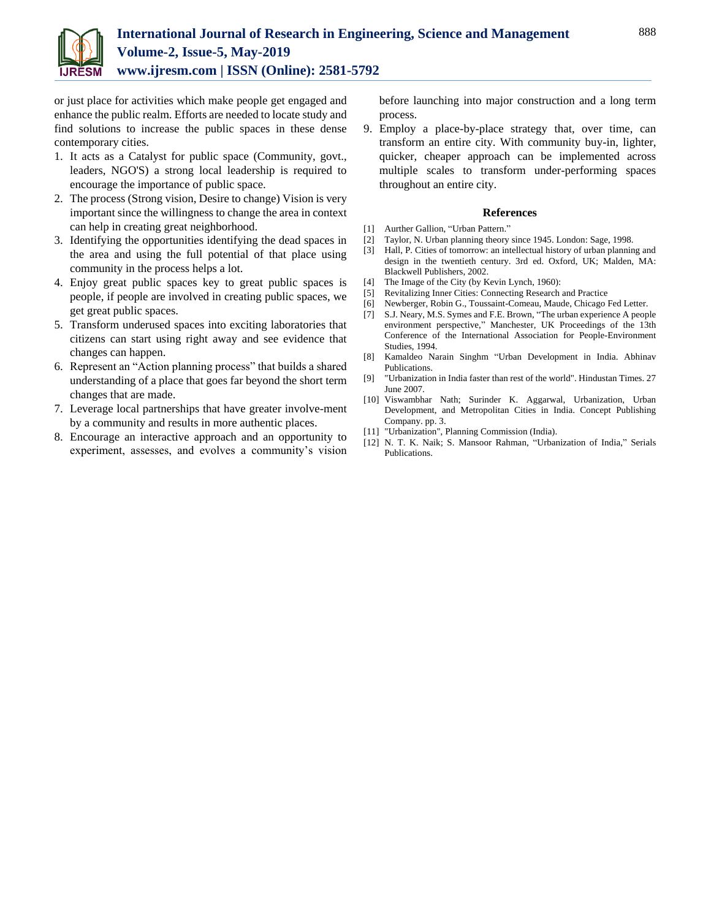or just place for activities which make people get engaged and enhance the public realm. Efforts are needed to locate study and find solutions to increase the public spaces in these dense contemporary cities.

1. It acts as a Catalyst for public space (Community, govt., leaders, NGO'S) a strong local leadership is required to encourage the importance of public space.
2. The process (Strong vision, Desire to change) Vision is very important since the willingness to change the area in context can help in creating great neighborhood.
3. Identifying the opportunities identifying the dead spaces in the area and using the full potential of that place using community in the process helps a lot.
4. Enjoy great public spaces key to great public spaces is people, if people are involved in creating public spaces, we get great public spaces.
5. Transform underused spaces into exciting laboratories that citizens can start using right away and see evidence that changes can happen.
6. Represent an "Action planning process" that builds a shared understanding of a place that goes far beyond the short term changes that are made.
7. Leverage local partnerships that have greater involve-ment by a community and results in more authentic places.
8. Encourage an interactive approach and an opportunity to experiment, assesses, and evolves a community's vision before launching into major construction and a long term process.
9. Employ a place-by-place strategy that, over time, can transform an entire city. With community buy-in, lighter, quicker, cheaper approach can be implemented across multiple scales to transform under-performing spaces throughout an entire city.

## References

[1] Aurther Gallion, "Urban Pattern."
[2] Taylor, N. Urban planning theory since 1945. London: Sage, 1998.
[3] Hall, P. Cities of tomorrow: an intellectual history of urban planning and design in the twentieth century. 3rd ed. Oxford, UK; Malden, MA: Blackwell Publishers, 2002.
[4] The Image of the City (by Kevin Lynch, 1960):
[5] Revitalizing Inner Cities: Connecting Research and Practice
[6] Newberger, Robin G., Toussaint-Comeau, Maude, Chicago Fed Letter.
[7] S.J. Neary, M.S. Symes and F.E. Brown, "The urban experience A people environment perspective," Manchester, UK Proceedings of the 13th Conference of the International Association for People-Environment Studies, 1994.
[8] Kamaldeo Narain Singhm "Urban Development in India. Abhinav Publications.
[9] "Urbanization in India faster than rest of the world". Hindustan Times. 27 June 2007.
[10] Viswambhar Nath; Surinder K. Aggarwal, Urbanization, Urban Development, and Metropolitan Cities in India. Concept Publishing Company. pp. 3.
[11] "Urbanization", Planning Commission (India).
[12] N. T. K. Naik; S. Mansoor Rahman, "Urbanization of India," Serials Publications.